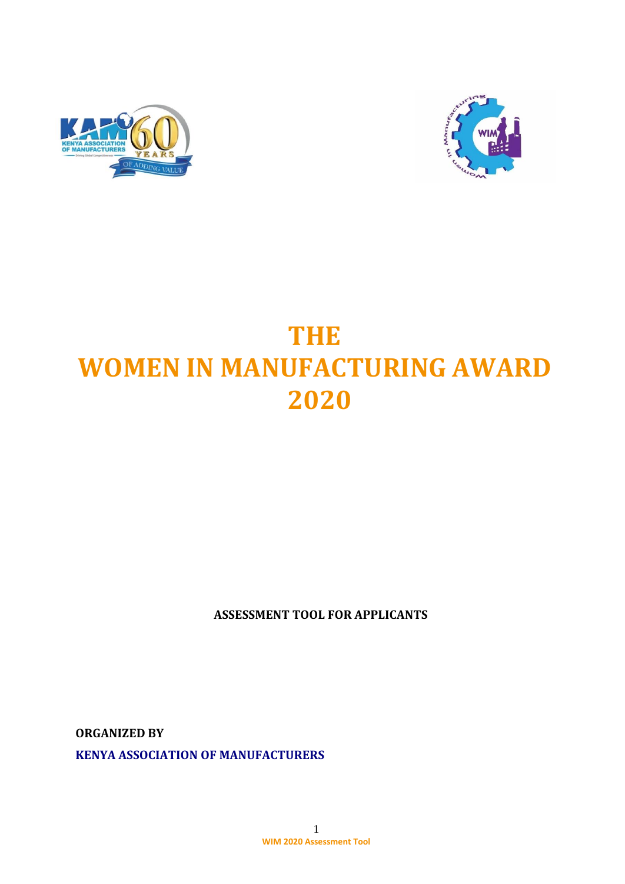# THE WOMEN IN MANUFACTURING AWARD 2020

**ASSESSMENT TOOL FOR APPLICANTS**

**ORGANIZED BY**

**KENYA ASSOCIATION OF MANUFACTURERS**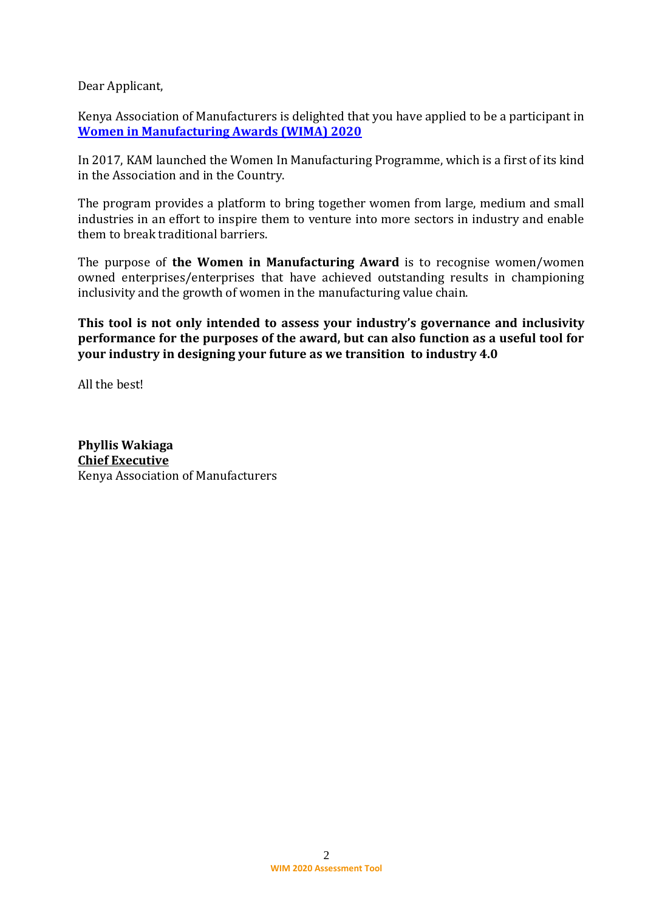Dear Applicant,

Kenya Association of Manufacturers is delighted that you have applied to be a participant in **Women in Manufacturing Awards (WIMA) 2020**

In 2017, KAM launched the Women In Manufacturing Programme, which is a first of its kind in the Association and in the Country.

The program provides a platform to bring together women from large, medium and small industries in an effort to inspire them to venture into more sectors in industry and enable them to break traditional barriers.

The purpose of **the Women in Manufacturing Award** is to recognise women/women owned enterprises/enterprises that have achieved outstanding results in championing inclusivity and the growth of women in the manufacturing value chain.

**This tool is not only intended to assess your industry's governance and inclusivity performance for the purposes of the award, but can also function as a useful tool for your industry in designing your future as we transition to industry 4.0**

All the best!

**Phyllis Wakiaga**
**Chief Executive**
Kenya Association of Manufacturers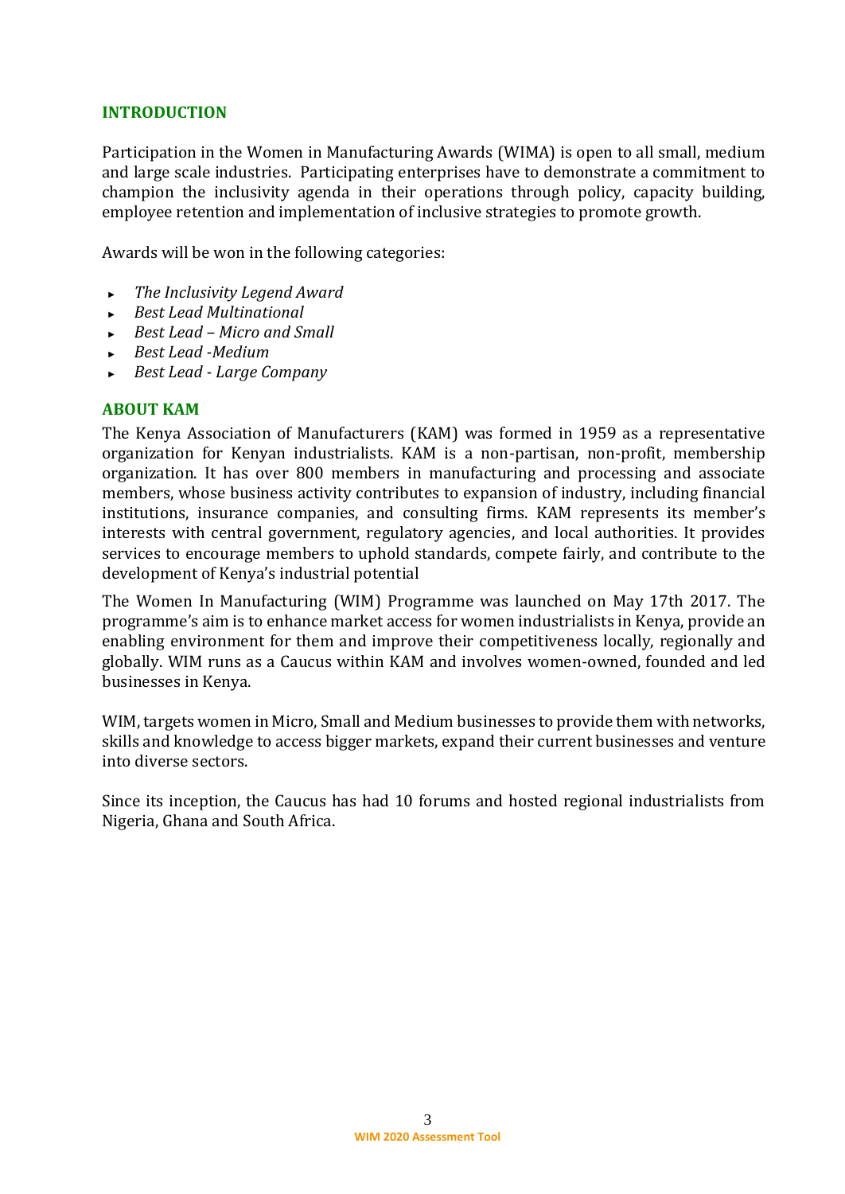## INTRODUCTION

Participation in the Women in Manufacturing Awards (WIMA) is open to all small, medium and large scale industries. Participating enterprises have to demonstrate a commitment to champion the inclusivity agenda in their operations through policy, capacity building, employee retention and implementation of inclusive strategies to promote growth.

Awards will be won in the following categories:

- *The Inclusivity Legend Award*
- *Best Lead Multinational*
- *Best Lead – Micro and Small*
- *Best Lead -Medium*
- *Best Lead - Large Company*

## ABOUT KAM

The Kenya Association of Manufacturers (KAM) was formed in 1959 as a representative organization for Kenyan industrialists. KAM is a non-partisan, non-profit, membership organization. It has over 800 members in manufacturing and processing and associate members, whose business activity contributes to expansion of industry, including financial institutions, insurance companies, and consulting firms. KAM represents its member's interests with central government, regulatory agencies, and local authorities. It provides services to encourage members to uphold standards, compete fairly, and contribute to the development of Kenya's industrial potential

The Women In Manufacturing (WIM) Programme was launched on May 17th 2017. The programme's aim is to enhance market access for women industrialists in Kenya, provide an enabling environment for them and improve their competitiveness locally, regionally and globally. WIM runs as a Caucus within KAM and involves women-owned, founded and led businesses in Kenya.

WIM, targets women in Micro, Small and Medium businesses to provide them with networks, skills and knowledge to access bigger markets, expand their current businesses and venture into diverse sectors.

Since its inception, the Caucus has had 10 forums and hosted regional industrialists from Nigeria, Ghana and South Africa.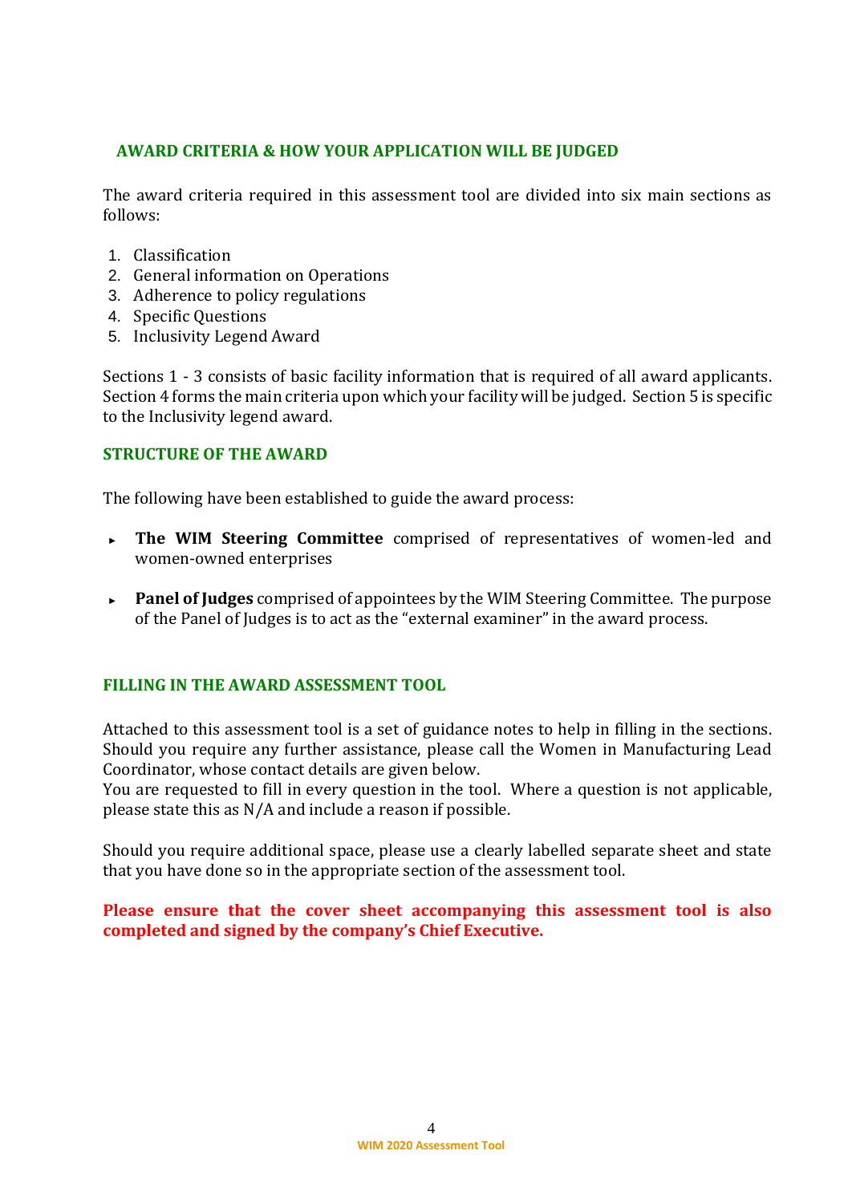## AWARD CRITERIA & HOW YOUR APPLICATION WILL BE JUDGED

The award criteria required in this assessment tool are divided into six main sections as follows:

1. Classification
2. General information on Operations
3. Adherence to policy regulations
4. Specific Questions
5. Inclusivity Legend Award

Sections 1 - 3 consists of basic facility information that is required of all award applicants. Section 4 forms the main criteria upon which your facility will be judged. Section 5 is specific to the Inclusivity legend award.

## STRUCTURE OF THE AWARD

The following have been established to guide the award process:

- **The WIM Steering Committee** comprised of representatives of women-led and women-owned enterprises
- **Panel of Judges** comprised of appointees by the WIM Steering Committee. The purpose of the Panel of Judges is to act as the "external examiner" in the award process.

## FILLING IN THE AWARD ASSESSMENT TOOL

Attached to this assessment tool is a set of guidance notes to help in filling in the sections. Should you require any further assistance, please call the Women in Manufacturing Lead Coordinator, whose contact details are given below.
You are requested to fill in every question in the tool. Where a question is not applicable, please state this as N/A and include a reason if possible.

Should you require additional space, please use a clearly labelled separate sheet and state that you have done so in the appropriate section of the assessment tool.

**Please ensure that the cover sheet accompanying this assessment tool is also completed and signed by the company's Chief Executive.**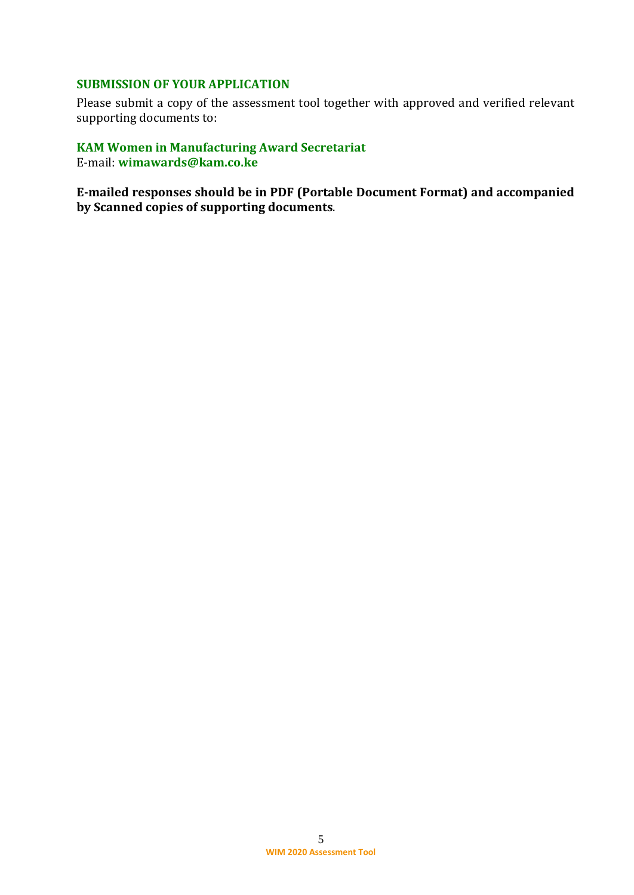## SUBMISSION OF YOUR APPLICATION

Please submit a copy of the assessment tool together with approved and verified relevant supporting documents to:

**KAM Women in Manufacturing Award Secretariat**
E-mail: **wimawards@kam.co.ke**

**E-mailed responses should be in PDF (Portable Document Format) and accompanied by Scanned copies of supporting documents**.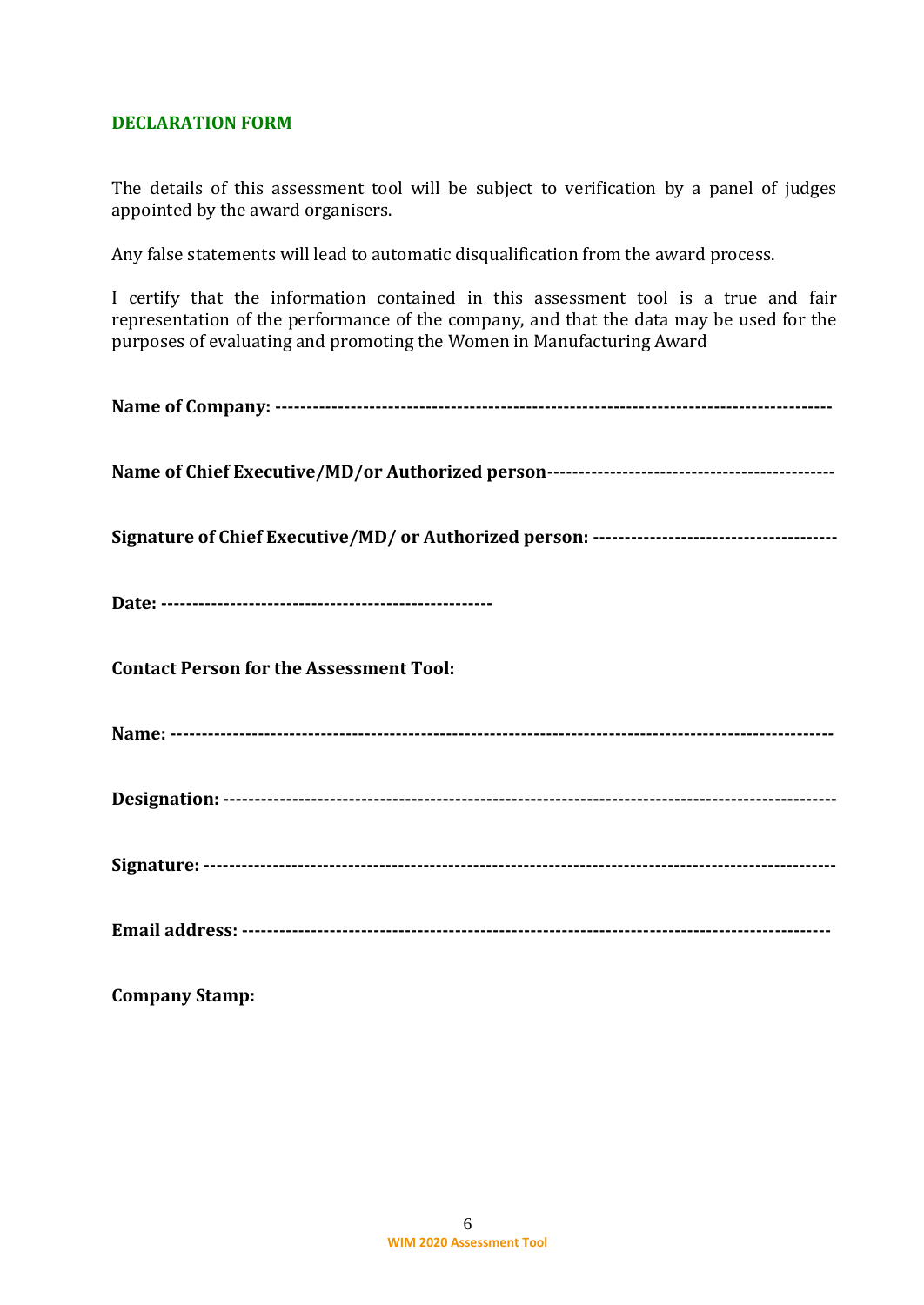## DECLARATION FORM

The details of this assessment tool will be subject to verification by a panel of judges appointed by the award organisers.

Any false statements will lead to automatic disqualification from the award process.

I certify that the information contained in this assessment tool is a true and fair representation of the performance of the company, and that the data may be used for the purposes of evaluating and promoting the Women in Manufacturing Award

**Name of Company: ---------------------------------------------------------------------------------------**

**Name of Chief Executive/MD/or Authorized person---------------------------------------------**

**Signature of Chief Executive/MD/ or Authorized person: --------------------------------------**

**Date: ----------------------------------------------------**

**Contact Person for the Assessment Tool:**

**Name: ---------------------------------------------------------------------------------------------------**

**Designation: -----------------------------------------------------------------------------------------------**

**Signature: -------------------------------------------------------------------------------------------------**

**Email address: -------------------------------------------------------------------------------------------**

**Company Stamp:**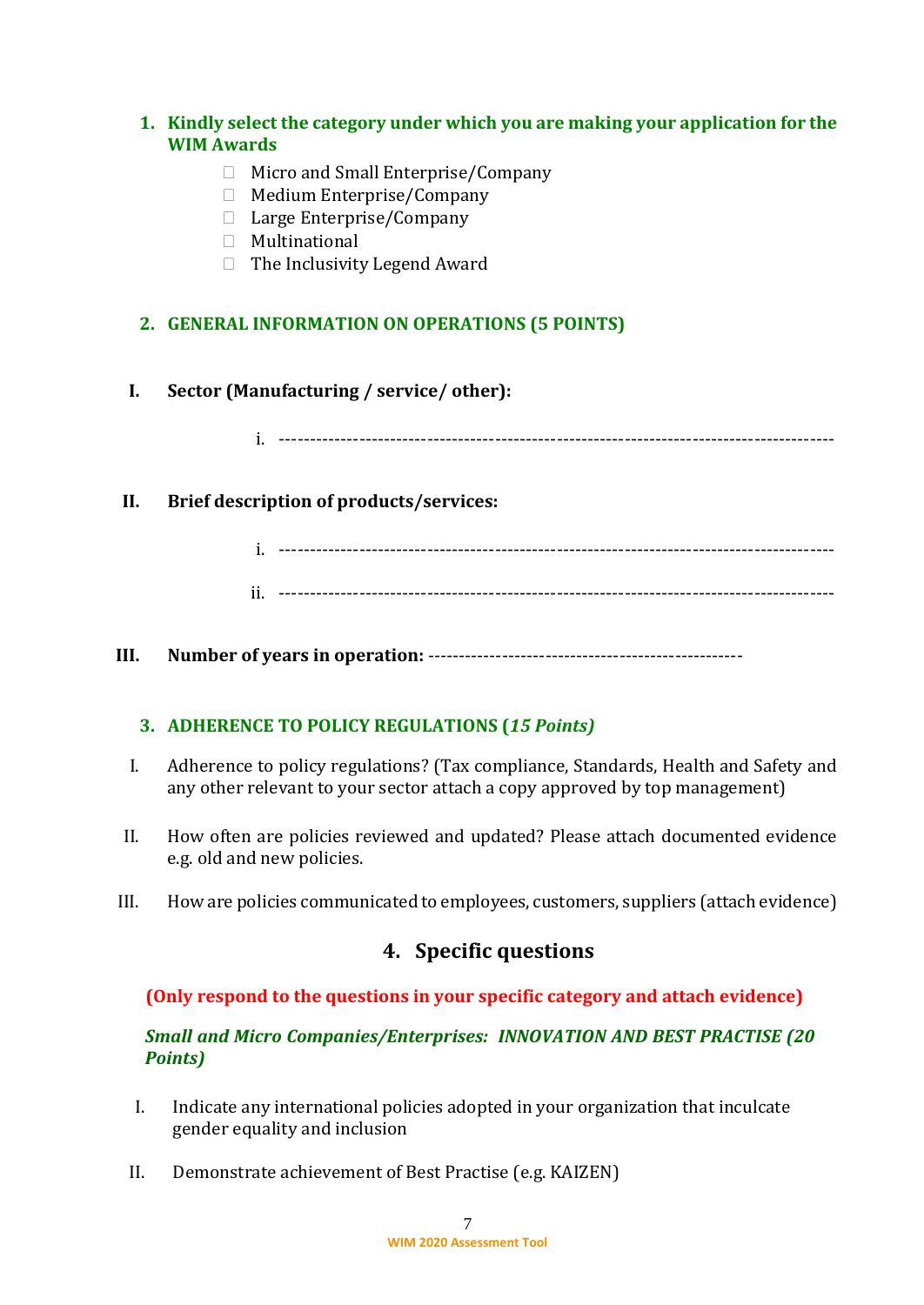1. **Kindly select the category under which you are making your application for the WIM Awards**

   - ☐ Micro and Small Enterprise/Company
   - ☐ Medium Enterprise/Company
   - ☐ Large Enterprise/Company
   - ☐ Multinational
   - ☐ The Inclusivity Legend Award

2. **GENERAL INFORMATION ON OPERATIONS (5 POINTS)**

**I. Sector (Manufacturing / service/ other):**

i. ------------------------------------------------------------------------------------------

**II. Brief description of products/services:**

i. ------------------------------------------------------------------------------------------

ii. ------------------------------------------------------------------------------------------

**III. Number of years in operation:** ---------------------------------------------------

3. **ADHERENCE TO POLICY REGULATIONS (*15 Points*)**

I. Adherence to policy regulations? (Tax compliance, Standards, Health and Safety and any other relevant to your sector attach a copy approved by top management)

II. How often are policies reviewed and updated? Please attach documented evidence e.g. old and new policies.

III. How are policies communicated to employees, customers, suppliers (attach evidence)

## 4. Specific questions

**(Only respond to the questions in your specific category and attach evidence)**

***Small and Micro Companies/Enterprises: INNOVATION AND BEST PRACTISE (20 Points)***

I. Indicate any international policies adopted in your organization that inculcate gender equality and inclusion

II. Demonstrate achievement of Best Practise (e.g. KAIZEN)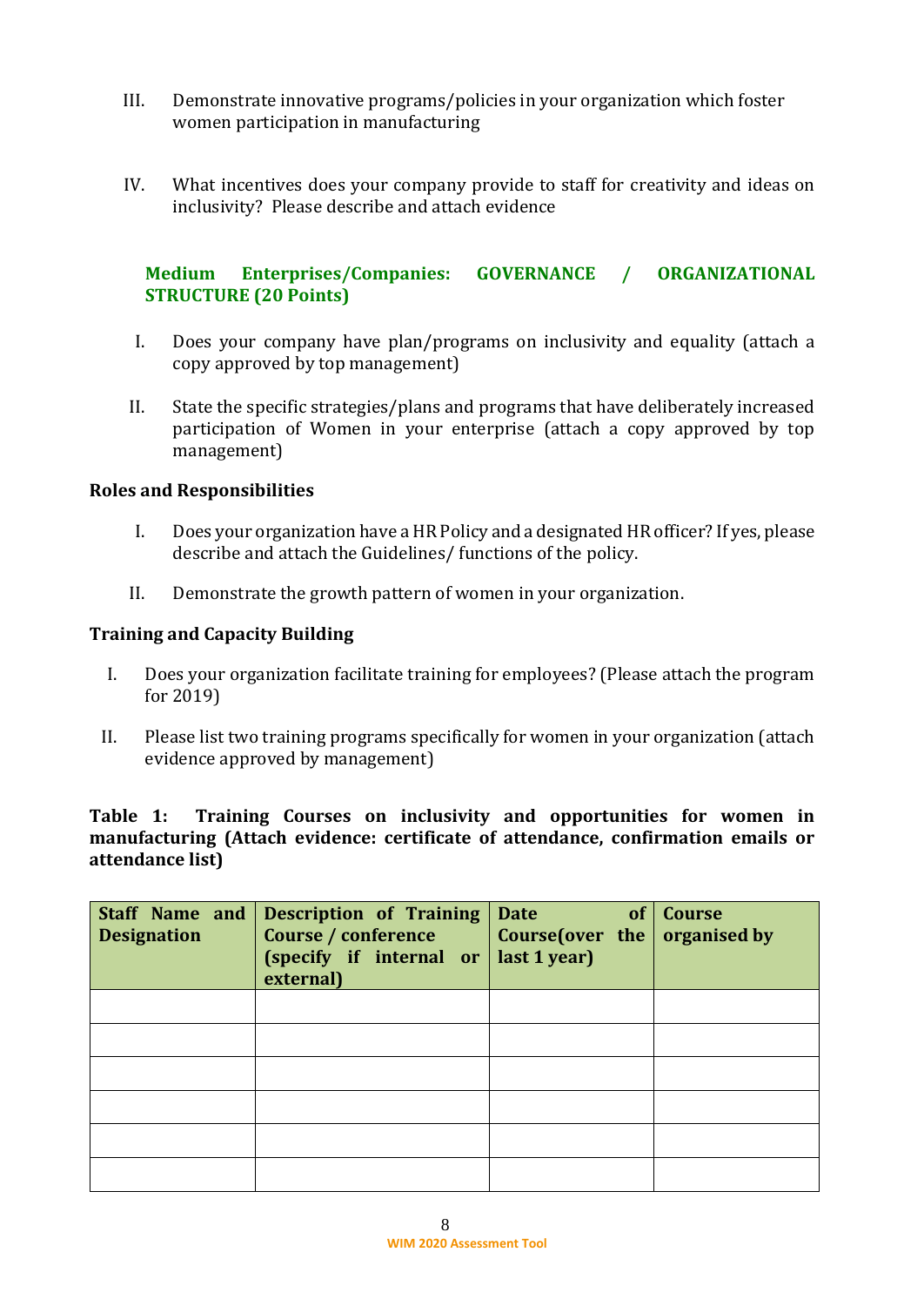III. Demonstrate innovative programs/policies in your organization which foster women participation in manufacturing

IV. What incentives does your company provide to staff for creativity and ideas on inclusivity? Please describe and attach evidence

### Medium Enterprises/Companies: GOVERNANCE / ORGANIZATIONAL STRUCTURE (20 Points)

I. Does your company have plan/programs on inclusivity and equality (attach a copy approved by top management)

II. State the specific strategies/plans and programs that have deliberately increased participation of Women in your enterprise (attach a copy approved by top management)

**Roles and Responsibilities**

I. Does your organization have a HR Policy and a designated HR officer? If yes, please describe and attach the Guidelines/ functions of the policy.

II. Demonstrate the growth pattern of women in your organization.

**Training and Capacity Building**

I. Does your organization facilitate training for employees? (Please attach the program for 2019)

II. Please list two training programs specifically for women in your organization (attach evidence approved by management)

**Table 1: Training Courses on inclusivity and opportunities for women in manufacturing (Attach evidence: certificate of attendance, confirmation emails or attendance list)**

| Staff Name and Designation | Description of Training Course / conference (specify if internal or external) | Date of Course(over the last 1 year) | Course organised by |
|---|---|---|---|
| | | | |
| | | | |
| | | | |
| | | | |
| | | | |
| | | | |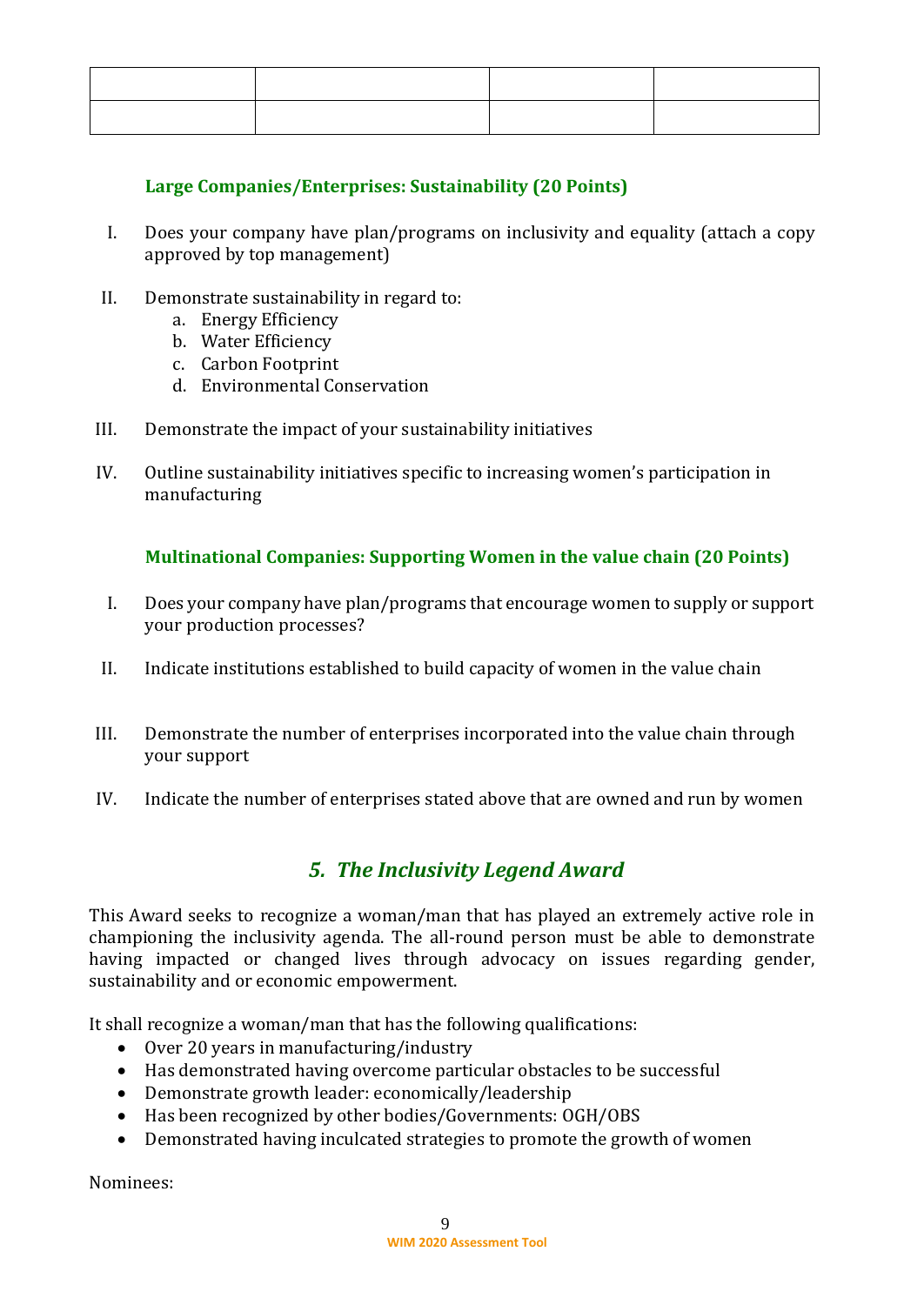| | | | |
|---|---|---|---|
| | | | |

### Large Companies/Enterprises: Sustainability (20 Points)

I. Does your company have plan/programs on inclusivity and equality (attach a copy approved by top management)

II. Demonstrate sustainability in regard to:
   a. Energy Efficiency
   b. Water Efficiency
   c. Carbon Footprint
   d. Environmental Conservation

III. Demonstrate the impact of your sustainability initiatives

IV. Outline sustainability initiatives specific to increasing women's participation in manufacturing

### Multinational Companies: Supporting Women in the value chain (20 Points)

I. Does your company have plan/programs that encourage women to supply or support your production processes?

II. Indicate institutions established to build capacity of women in the value chain

III. Demonstrate the number of enterprises incorporated into the value chain through your support

IV. Indicate the number of enterprises stated above that are owned and run by women

## *5. The Inclusivity Legend Award*

This Award seeks to recognize a woman/man that has played an extremely active role in championing the inclusivity agenda. The all-round person must be able to demonstrate having impacted or changed lives through advocacy on issues regarding gender, sustainability and or economic empowerment.

It shall recognize a woman/man that has the following qualifications:

- Over 20 years in manufacturing/industry
- Has demonstrated having overcome particular obstacles to be successful
- Demonstrate growth leader: economically/leadership
- Has been recognized by other bodies/Governments: OGH/OBS
- Demonstrated having inculcated strategies to promote the growth of women

Nominees: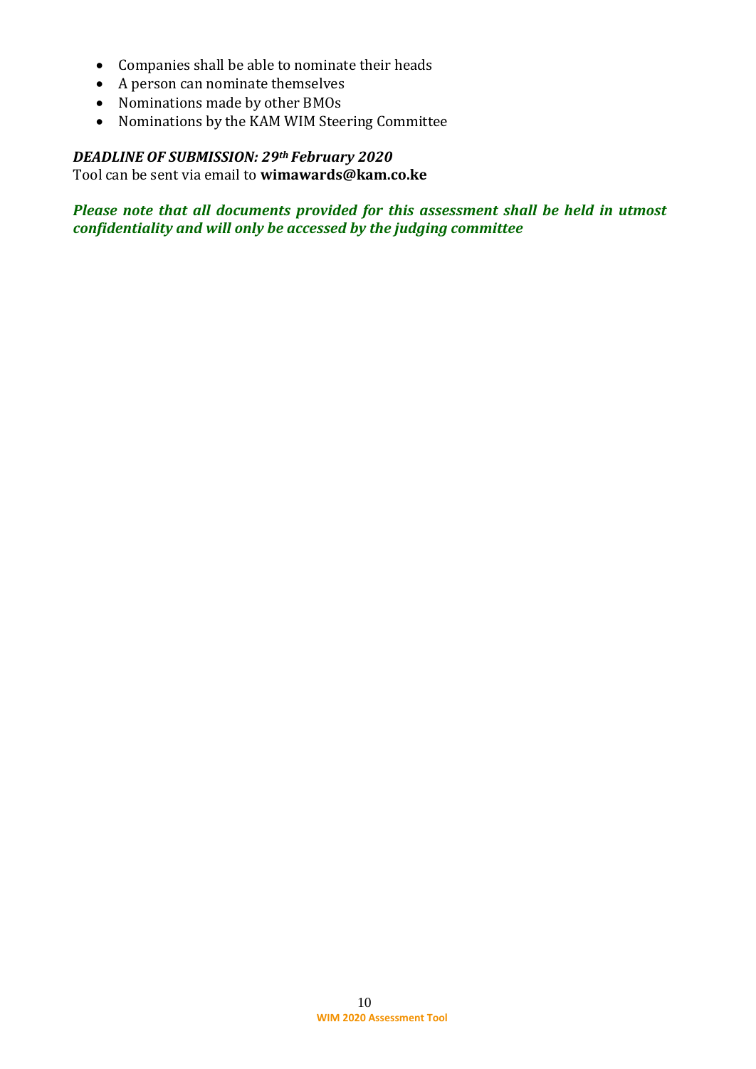- Companies shall be able to nominate their heads
- A person can nominate themselves
- Nominations made by other BMOs
- Nominations by the KAM WIM Steering Committee

***DEADLINE OF SUBMISSION: 29th February 2020***
Tool can be sent via email to **wimawards@kam.co.ke**

***Please note that all documents provided for this assessment shall be held in utmost confidentiality and will only be accessed by the judging committee***